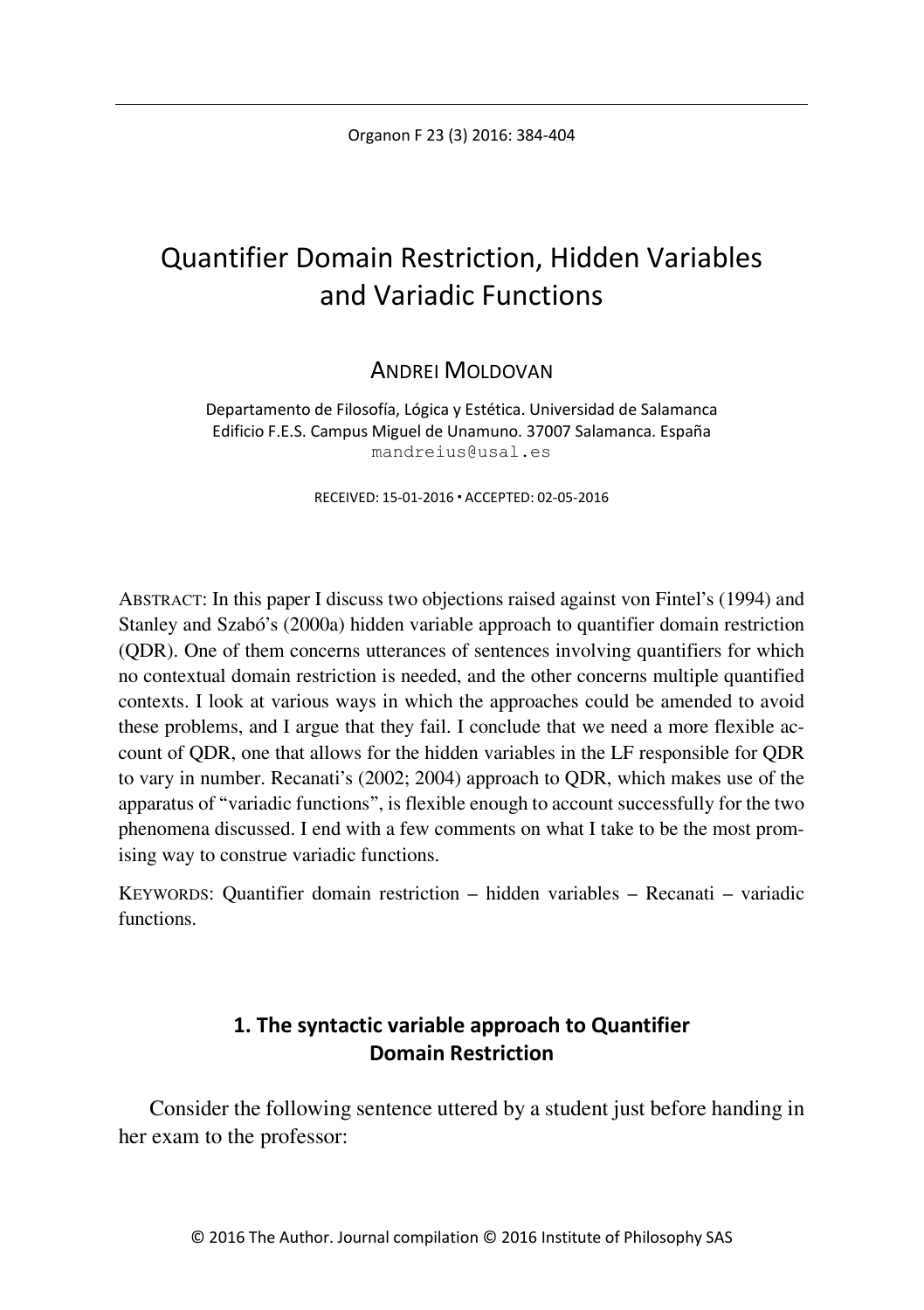# Quantifier Domain Restriction, Hidden Variables and Variadic Functions

ANDREI MOLDOVAN

Departamento de Filosofía, Lógica y Estética. Universidad de Salamanca
Edificio F.E.S. Campus Miguel de Unamuno. 37007 Salamanca. España
mandreius@usal.es

RECEIVED: 15-01-2016 ▪ ACCEPTED: 02-05-2016

ABSTRACT: In this paper I discuss two objections raised against von Fintel's (1994) and Stanley and Szabó's (2000a) hidden variable approach to quantifier domain restriction (QDR). One of them concerns utterances of sentences involving quantifiers for which no contextual domain restriction is needed, and the other concerns multiple quantified contexts. I look at various ways in which the approaches could be amended to avoid these problems, and I argue that they fail. I conclude that we need a more flexible account of QDR, one that allows for the hidden variables in the LF responsible for QDR to vary in number. Recanati's (2002; 2004) approach to QDR, which makes use of the apparatus of "variadic functions", is flexible enough to account successfully for the two phenomena discussed. I end with a few comments on what I take to be the most promising way to construe variadic functions.

KEYWORDS: Quantifier domain restriction – hidden variables – Recanati – variadic functions.

## 1. The syntactic variable approach to Quantifier Domain Restriction

Consider the following sentence uttered by a student just before handing in her exam to the professor:

© 2016 The Author. Journal compilation © 2016 Institute of Philosophy SAS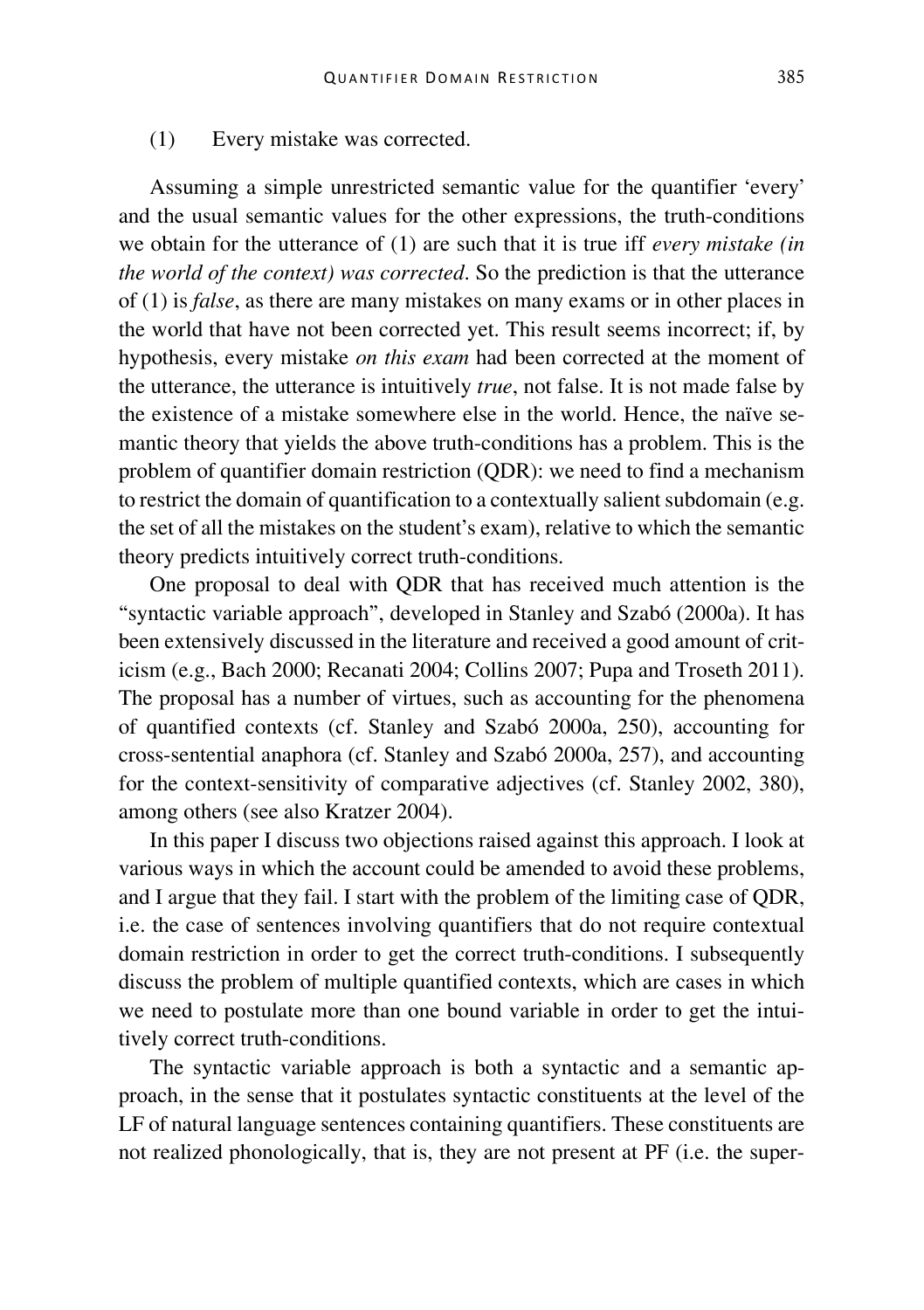(1) Every mistake was corrected.

Assuming a simple unrestricted semantic value for the quantifier 'every' and the usual semantic values for the other expressions, the truth-conditions we obtain for the utterance of (1) are such that it is true iff *every mistake (in the world of the context) was corrected*. So the prediction is that the utterance of (1) is *false*, as there are many mistakes on many exams or in other places in the world that have not been corrected yet. This result seems incorrect; if, by hypothesis, every mistake *on this exam* had been corrected at the moment of the utterance, the utterance is intuitively *true*, not false. It is not made false by the existence of a mistake somewhere else in the world. Hence, the naïve semantic theory that yields the above truth-conditions has a problem. This is the problem of quantifier domain restriction (QDR): we need to find a mechanism to restrict the domain of quantification to a contextually salient subdomain (e.g. the set of all the mistakes on the student's exam), relative to which the semantic theory predicts intuitively correct truth-conditions.

One proposal to deal with QDR that has received much attention is the "syntactic variable approach", developed in Stanley and Szabó (2000a). It has been extensively discussed in the literature and received a good amount of criticism (e.g., Bach 2000; Recanati 2004; Collins 2007; Pupa and Troseth 2011). The proposal has a number of virtues, such as accounting for the phenomena of quantified contexts (cf. Stanley and Szabó 2000a, 250), accounting for cross-sentential anaphora (cf. Stanley and Szabó 2000a, 257), and accounting for the context-sensitivity of comparative adjectives (cf. Stanley 2002, 380), among others (see also Kratzer 2004).

In this paper I discuss two objections raised against this approach. I look at various ways in which the account could be amended to avoid these problems, and I argue that they fail. I start with the problem of the limiting case of QDR, i.e. the case of sentences involving quantifiers that do not require contextual domain restriction in order to get the correct truth-conditions. I subsequently discuss the problem of multiple quantified contexts, which are cases in which we need to postulate more than one bound variable in order to get the intuitively correct truth-conditions.

The syntactic variable approach is both a syntactic and a semantic approach, in the sense that it postulates syntactic constituents at the level of the LF of natural language sentences containing quantifiers. These constituents are not realized phonologically, that is, they are not present at PF (i.e. the super-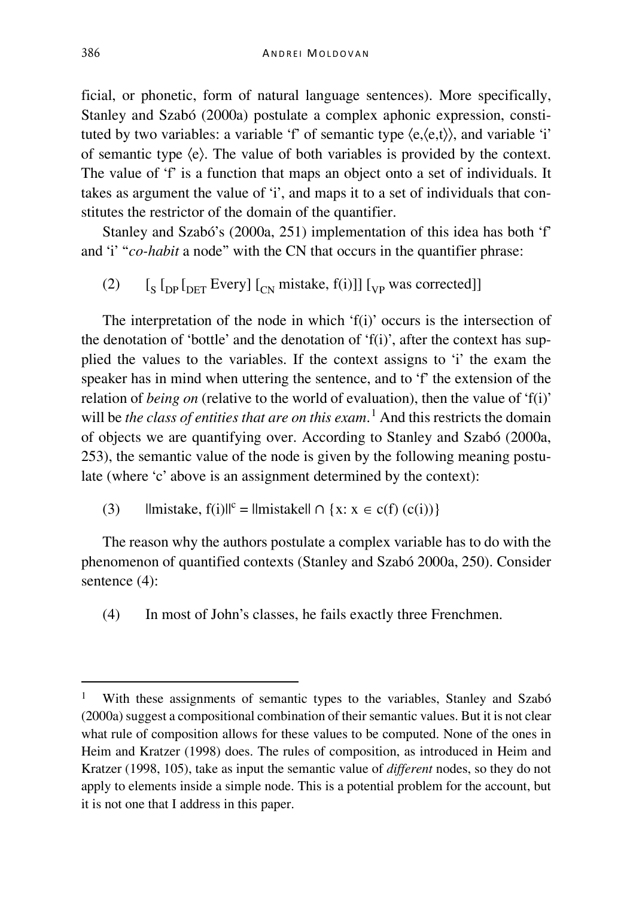ficial, or phonetic, form of natural language sentences). More specifically, Stanley and Szabó (2000a) postulate a complex aphonic expression, constituted by two variables: a variable 'f' of semantic type ⟨e,⟨e,t⟩⟩, and variable 'i' of semantic type ⟨e⟩. The value of both variables is provided by the context. The value of 'f' is a function that maps an object onto a set of individuals. It takes as argument the value of 'i', and maps it to a set of individuals that constitutes the restrictor of the domain of the quantifier.

Stanley and Szabó's (2000a, 251) implementation of this idea has both 'f' and 'i' "*co-habit* a node" with the CN that occurs in the quantifier phrase:

(2) $[_S\ [_{DP}\ [_{DET}$ Every$]\ [_{CN}$ mistake, f(i)$]]\ [_{VP}$ was corrected$]]$

The interpretation of the node in which 'f(i)' occurs is the intersection of the denotation of 'bottle' and the denotation of 'f(i)', after the context has supplied the values to the variables. If the context assigns to 'i' the exam the speaker has in mind when uttering the sentence, and to 'f' the extension of the relation of *being on* (relative to the world of evaluation), then the value of 'f(i)' will be *the class of entities that are on this exam*.[1] And this restricts the domain of objects we are quantifying over. According to Stanley and Szabó (2000a, 253), the semantic value of the node is given by the following meaning postulate (where 'c' above is an assignment determined by the context):

(3) $||\text{mistake, f(i)}||^c = ||\text{mistake}|| \cap \{x\text{: } x \in c(f)\ (c(i))\}$

The reason why the authors postulate a complex variable has to do with the phenomenon of quantified contexts (Stanley and Szabó 2000a, 250). Consider sentence (4):

(4) In most of John's classes, he fails exactly three Frenchmen.

---

[1] With these assignments of semantic types to the variables, Stanley and Szabó (2000a) suggest a compositional combination of their semantic values. But it is not clear what rule of composition allows for these values to be computed. None of the ones in Heim and Kratzer (1998) does. The rules of composition, as introduced in Heim and Kratzer (1998, 105), take as input the semantic value of *different* nodes, so they do not apply to elements inside a simple node. This is a potential problem for the account, but it is not one that I address in this paper.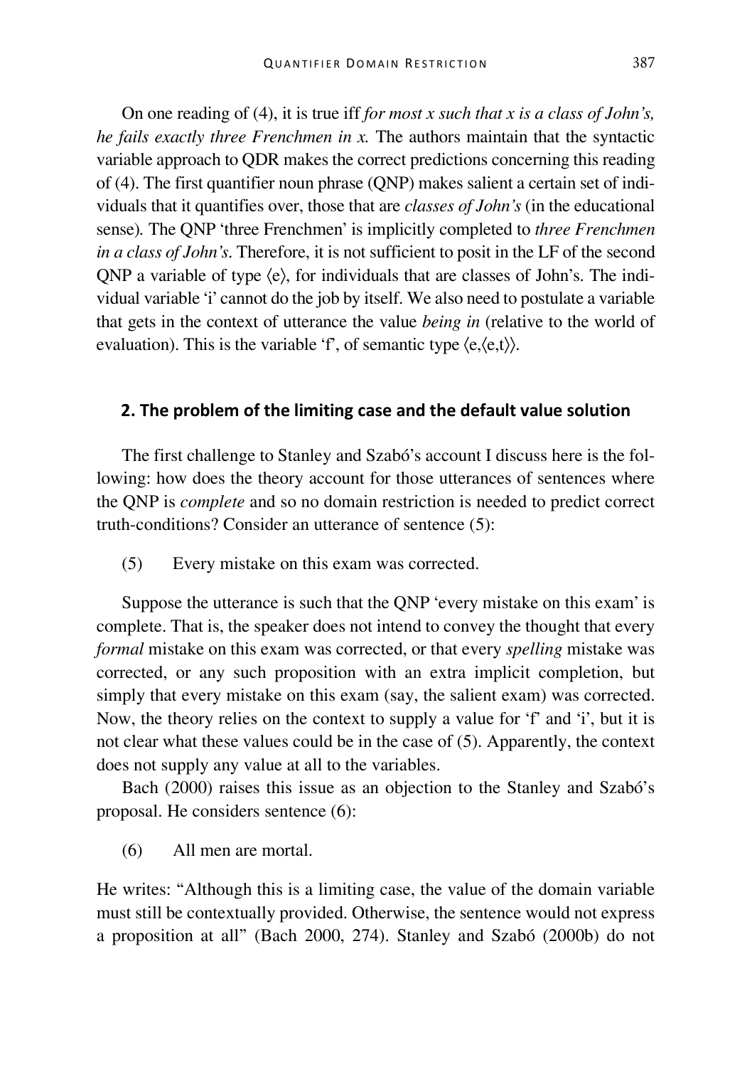On one reading of (4), it is true iff *for most x such that x is a class of John's, he fails exactly three Frenchmen in x.* The authors maintain that the syntactic variable approach to QDR makes the correct predictions concerning this reading of (4). The first quantifier noun phrase (QNP) makes salient a certain set of individuals that it quantifies over, those that are *classes of John's* (in the educational sense). The QNP 'three Frenchmen' is implicitly completed to *three Frenchmen in a class of John's*. Therefore, it is not sufficient to posit in the LF of the second QNP a variable of type ⟨e⟩, for individuals that are classes of John's. The individual variable 'i' cannot do the job by itself. We also need to postulate a variable that gets in the context of utterance the value *being in* (relative to the world of evaluation). This is the variable 'f', of semantic type ⟨e,⟨e,t⟩⟩.

## 2. The problem of the limiting case and the default value solution

The first challenge to Stanley and Szabó's account I discuss here is the following: how does the theory account for those utterances of sentences where the QNP is *complete* and so no domain restriction is needed to predict correct truth-conditions? Consider an utterance of sentence (5):

(5) Every mistake on this exam was corrected.

Suppose the utterance is such that the QNP 'every mistake on this exam' is complete. That is, the speaker does not intend to convey the thought that every *formal* mistake on this exam was corrected, or that every *spelling* mistake was corrected, or any such proposition with an extra implicit completion, but simply that every mistake on this exam (say, the salient exam) was corrected. Now, the theory relies on the context to supply a value for 'f' and 'i', but it is not clear what these values could be in the case of (5). Apparently, the context does not supply any value at all to the variables.

Bach (2000) raises this issue as an objection to the Stanley and Szabó's proposal. He considers sentence (6):

(6) All men are mortal.

He writes: "Although this is a limiting case, the value of the domain variable must still be contextually provided. Otherwise, the sentence would not express a proposition at all" (Bach 2000, 274). Stanley and Szabó (2000b) do not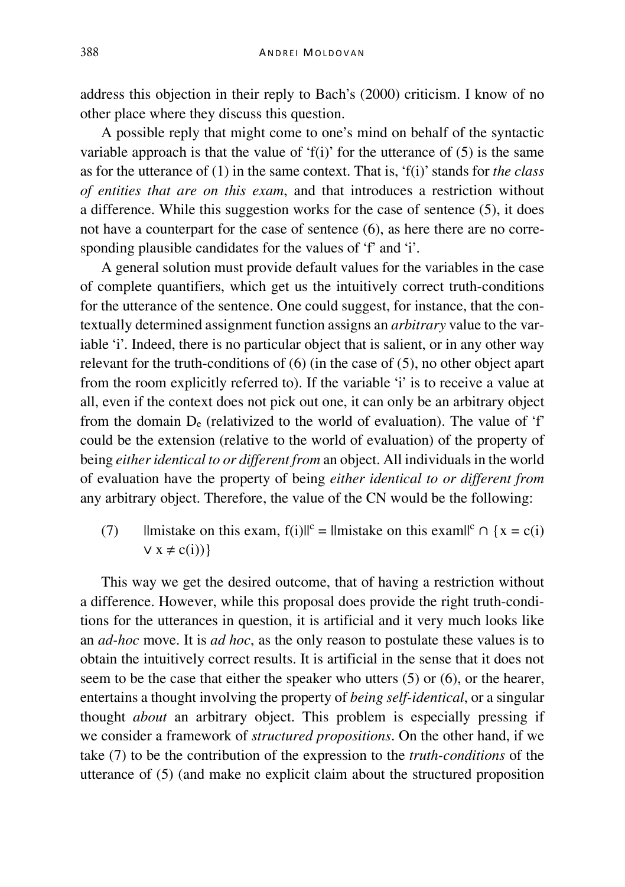address this objection in their reply to Bach's (2000) criticism. I know of no other place where they discuss this question.

A possible reply that might come to one's mind on behalf of the syntactic variable approach is that the value of 'f(i)' for the utterance of (5) is the same as for the utterance of (1) in the same context. That is, 'f(i)' stands for *the class of entities that are on this exam*, and that introduces a restriction without a difference. While this suggestion works for the case of sentence (5), it does not have a counterpart for the case of sentence (6), as here there are no corresponding plausible candidates for the values of 'f' and 'i'.

A general solution must provide default values for the variables in the case of complete quantifiers, which get us the intuitively correct truth-conditions for the utterance of the sentence. One could suggest, for instance, that the contextually determined assignment function assigns an *arbitrary* value to the variable 'i'. Indeed, there is no particular object that is salient, or in any other way relevant for the truth-conditions of (6) (in the case of (5), no other object apart from the room explicitly referred to). If the variable 'i' is to receive a value at all, even if the context does not pick out one, it can only be an arbitrary object from the domain $D_e$ (relativized to the world of evaluation). The value of 'f' could be the extension (relative to the world of evaluation) of the property of being *either identical to or different from* an object. All individuals in the world of evaluation have the property of being *either identical to or different from* any arbitrary object. Therefore, the value of the CN would be the following:

(7) $||\text{mistake on this exam, f(i)}||^c = ||\text{mistake on this exam}||^c \cap \{x = c(i) \vee x \neq c(i))\}$

This way we get the desired outcome, that of having a restriction without a difference. However, while this proposal does provide the right truth-conditions for the utterances in question, it is artificial and it very much looks like an *ad-hoc* move. It is *ad hoc*, as the only reason to postulate these values is to obtain the intuitively correct results. It is artificial in the sense that it does not seem to be the case that either the speaker who utters (5) or (6), or the hearer, entertains a thought involving the property of *being self-identical*, or a singular thought *about* an arbitrary object. This problem is especially pressing if we consider a framework of *structured propositions*. On the other hand, if we take (7) to be the contribution of the expression to the *truth-conditions* of the utterance of (5) (and make no explicit claim about the structured proposition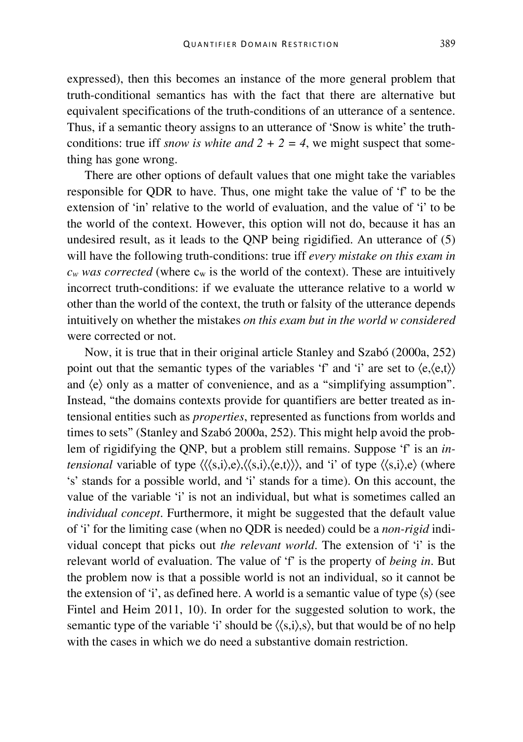expressed), then this becomes an instance of the more general problem that truth-conditional semantics has with the fact that there are alternative but equivalent specifications of the truth-conditions of an utterance of a sentence. Thus, if a semantic theory assigns to an utterance of 'Snow is white' the truth-conditions: true iff *snow is white and 2 + 2 = 4*, we might suspect that something has gone wrong.

There are other options of default values that one might take the variables responsible for QDR to have. Thus, one might take the value of 'f' to be the extension of 'in' relative to the world of evaluation, and the value of 'i' to be the world of the context. However, this option will not do, because it has an undesired result, as it leads to the QNP being rigidified. An utterance of (5) will have the following truth-conditions: true iff *every mistake on this exam in* $c_w$ *was corrected* (where $c_w$ is the world of the context). These are intuitively incorrect truth-conditions: if we evaluate the utterance relative to a world w other than the world of the context, the truth or falsity of the utterance depends intuitively on whether the mistakes *on this exam but in the world w considered* were corrected or not.

Now, it is true that in their original article Stanley and Szabó (2000a, 252) point out that the semantic types of the variables 'f' and 'i' are set to ⟨e,⟨e,t⟩⟩ and ⟨e⟩ only as a matter of convenience, and as a "simplifying assumption". Instead, "the domains contexts provide for quantifiers are better treated as intensional entities such as *properties*, represented as functions from worlds and times to sets" (Stanley and Szabó 2000a, 252). This might help avoid the problem of rigidifying the QNP, but a problem still remains. Suppose 'f' is an *intensional* variable of type ⟨⟨⟨s,i⟩,e⟩,⟨⟨s,i⟩,⟨e,t⟩⟩⟩, and 'i' of type ⟨⟨s,i⟩,e⟩ (where 's' stands for a possible world, and 'i' stands for a time). On this account, the value of the variable 'i' is not an individual, but what is sometimes called an *individual concept*. Furthermore, it might be suggested that the default value of 'i' for the limiting case (when no QDR is needed) could be a *non-rigid* individual concept that picks out *the relevant world*. The extension of 'i' is the relevant world of evaluation. The value of 'f' is the property of *being in*. But the problem now is that a possible world is not an individual, so it cannot be the extension of 'i', as defined here. A world is a semantic value of type ⟨s⟩ (see Fintel and Heim 2011, 10). In order for the suggested solution to work, the semantic type of the variable 'i' should be ⟨⟨s,i⟩,s⟩, but that would be of no help with the cases in which we do need a substantive domain restriction.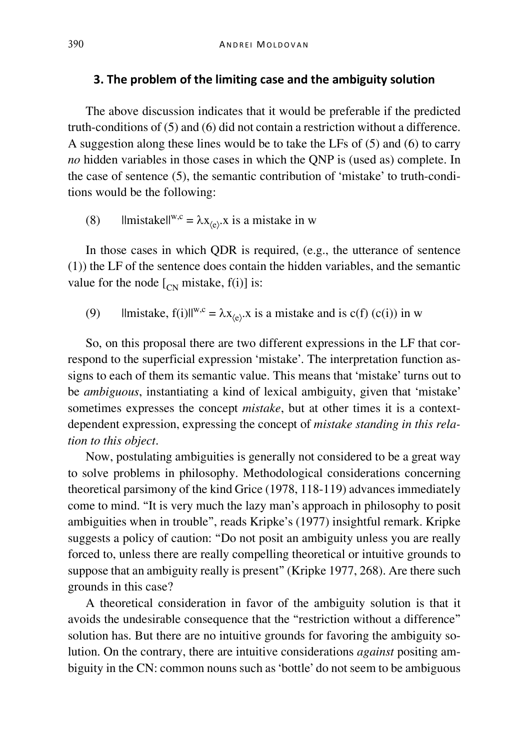## 3. The problem of the limiting case and the ambiguity solution

The above discussion indicates that it would be preferable if the predicted truth-conditions of (5) and (6) did not contain a restriction without a difference. A suggestion along these lines would be to take the LFs of (5) and (6) to carry *no* hidden variables in those cases in which the QNP is (used as) complete. In the case of sentence (5), the semantic contribution of 'mistake' to truth-conditions would be the following:

(8) $\|\text{mistake}\|^{w,c} = \lambda x_{\langle e \rangle}.$x is a mistake in w

In those cases in which QDR is required, (e.g., the utterance of sentence (1)) the LF of the sentence does contain the hidden variables, and the semantic value for the node $[_{CN}$ mistake, f(i)] is:

(9) $\|\text{mistake, f(i)}\|^{w,c} = \lambda x_{\langle e \rangle}.$x is a mistake and is c(f) (c(i)) in w

So, on this proposal there are two different expressions in the LF that correspond to the superficial expression 'mistake'. The interpretation function assigns to each of them its semantic value. This means that 'mistake' turns out to be *ambiguous*, instantiating a kind of lexical ambiguity, given that 'mistake' sometimes expresses the concept *mistake*, but at other times it is a context-dependent expression, expressing the concept of *mistake standing in this relation to this object*.

Now, postulating ambiguities is generally not considered to be a great way to solve problems in philosophy. Methodological considerations concerning theoretical parsimony of the kind Grice (1978, 118-119) advances immediately come to mind. "It is very much the lazy man's approach in philosophy to posit ambiguities when in trouble", reads Kripke's (1977) insightful remark. Kripke suggests a policy of caution: "Do not posit an ambiguity unless you are really forced to, unless there are really compelling theoretical or intuitive grounds to suppose that an ambiguity really is present" (Kripke 1977, 268). Are there such grounds in this case?

A theoretical consideration in favor of the ambiguity solution is that it avoids the undesirable consequence that the "restriction without a difference" solution has. But there are no intuitive grounds for favoring the ambiguity solution. On the contrary, there are intuitive considerations *against* positing ambiguity in the CN: common nouns such as 'bottle' do not seem to be ambiguous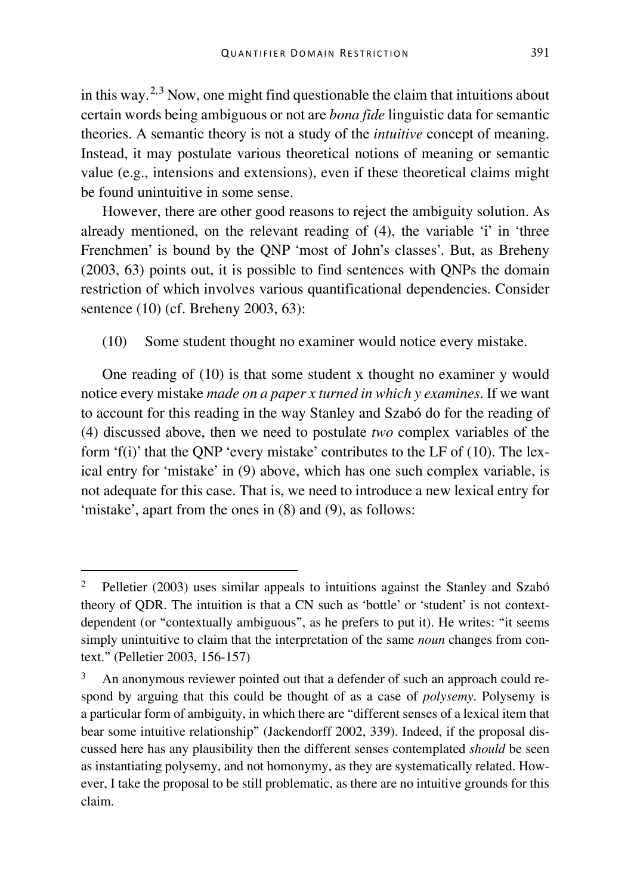in this way.[2,3] Now, one might find questionable the claim that intuitions about certain words being ambiguous or not are *bona fide* linguistic data for semantic theories. A semantic theory is not a study of the *intuitive* concept of meaning. Instead, it may postulate various theoretical notions of meaning or semantic value (e.g., intensions and extensions), even if these theoretical claims might be found unintuitive in some sense.

However, there are other good reasons to reject the ambiguity solution. As already mentioned, on the relevant reading of (4), the variable 'i' in 'three Frenchmen' is bound by the QNP 'most of John's classes'. But, as Breheny (2003, 63) points out, it is possible to find sentences with QNPs the domain restriction of which involves various quantificational dependencies. Consider sentence (10) (cf. Breheny 2003, 63):

(10) Some student thought no examiner would notice every mistake.

One reading of (10) is that some student x thought no examiner y would notice every mistake *made on a paper x turned in which y examines*. If we want to account for this reading in the way Stanley and Szabó do for the reading of (4) discussed above, then we need to postulate *two* complex variables of the form 'f(i)' that the QNP 'every mistake' contributes to the LF of (10). The lexical entry for 'mistake' in (9) above, which has one such complex variable, is not adequate for this case. That is, we need to introduce a new lexical entry for 'mistake', apart from the ones in (8) and (9), as follows:

---

[2] Pelletier (2003) uses similar appeals to intuitions against the Stanley and Szabó theory of QDR. The intuition is that a CN such as 'bottle' or 'student' is not context-dependent (or "contextually ambiguous", as he prefers to put it). He writes: "it seems simply unintuitive to claim that the interpretation of the same *noun* changes from context." (Pelletier 2003, 156-157)

[3] An anonymous reviewer pointed out that a defender of such an approach could respond by arguing that this could be thought of as a case of *polysemy*. Polysemy is a particular form of ambiguity, in which there are "different senses of a lexical item that bear some intuitive relationship" (Jackendorff 2002, 339). Indeed, if the proposal discussed here has any plausibility then the different senses contemplated *should* be seen as instantiating polysemy, and not homonymy, as they are systematically related. However, I take the proposal to be still problematic, as there are no intuitive grounds for this claim.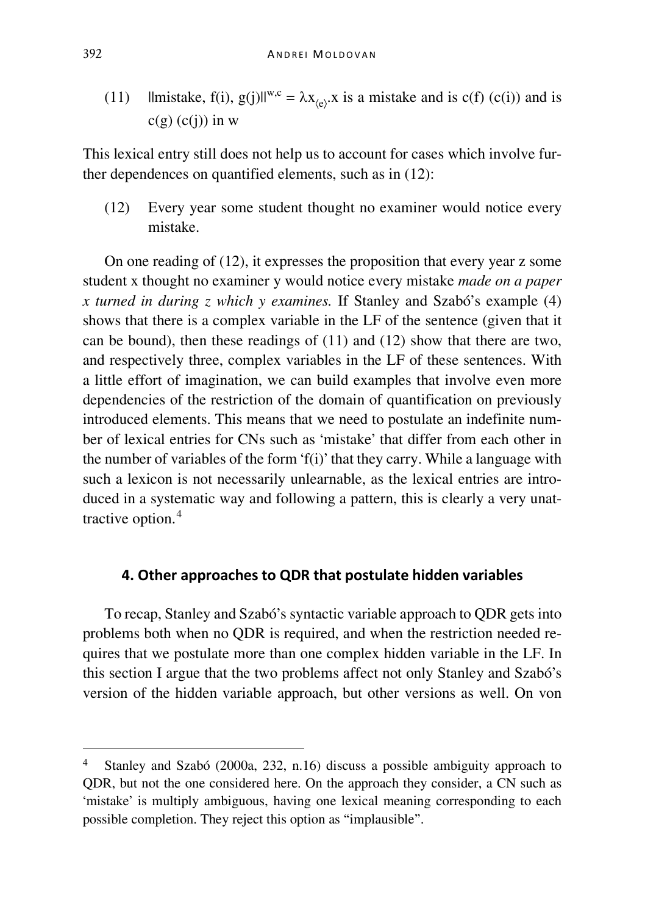(11) $\|$mistake, f(i), g(j)$\|^{w,c} = \lambda x_{\langle e\rangle}$.x is a mistake and is c(f) (c(i)) and is c(g) (c(j)) in w

This lexical entry still does not help us to account for cases which involve further dependences on quantified elements, such as in (12):

(12) Every year some student thought no examiner would notice every mistake.

On one reading of (12), it expresses the proposition that every year z some student x thought no examiner y would notice every mistake *made on a paper x turned in during z which y examines.* If Stanley and Szabó's example (4) shows that there is a complex variable in the LF of the sentence (given that it can be bound), then these readings of (11) and (12) show that there are two, and respectively three, complex variables in the LF of these sentences. With a little effort of imagination, we can build examples that involve even more dependencies of the restriction of the domain of quantification on previously introduced elements. This means that we need to postulate an indefinite number of lexical entries for CNs such as 'mistake' that differ from each other in the number of variables of the form 'f(i)' that they carry. While a language with such a lexicon is not necessarily unlearnable, as the lexical entries are introduced in a systematic way and following a pattern, this is clearly a very unattractive option.[4]

## 4. Other approaches to QDR that postulate hidden variables

To recap, Stanley and Szabó's syntactic variable approach to QDR gets into problems both when no QDR is required, and when the restriction needed requires that we postulate more than one complex hidden variable in the LF. In this section I argue that the two problems affect not only Stanley and Szabó's version of the hidden variable approach, but other versions as well. On von

[4] Stanley and Szabó (2000a, 232, n.16) discuss a possible ambiguity approach to QDR, but not the one considered here. On the approach they consider, a CN such as 'mistake' is multiply ambiguous, having one lexical meaning corresponding to each possible completion. They reject this option as "implausible".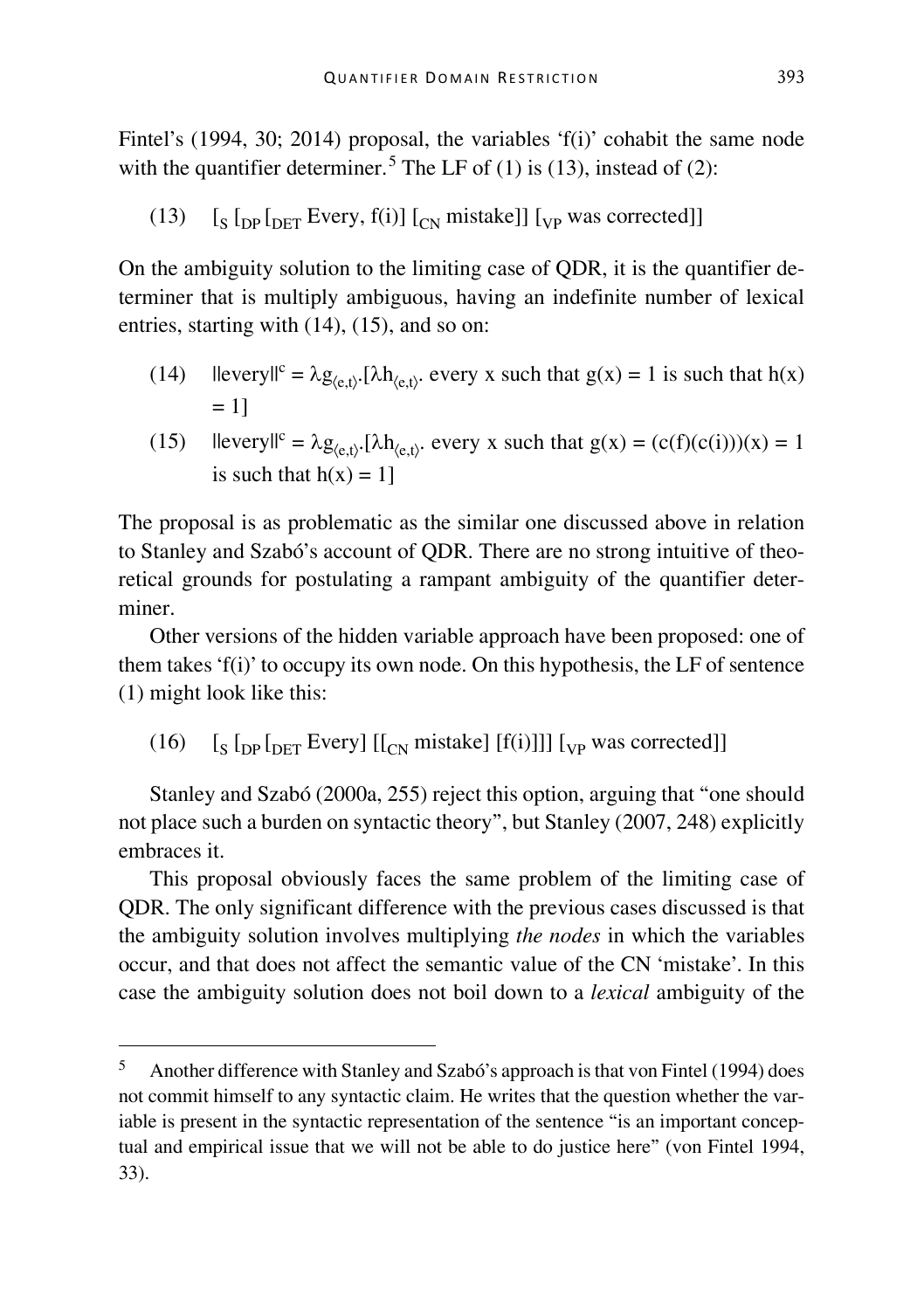Fintel's (1994, 30; 2014) proposal, the variables 'f(i)' cohabit the same node with the quantifier determiner.[5] The LF of (1) is (13), instead of (2):

(13) $[_S [_{DP} [_{DET}$ Every, f(i)] $[_{CN}$ mistake]] $[_{VP}$ was corrected]]

On the ambiguity solution to the limiting case of QDR, it is the quantifier determiner that is multiply ambiguous, having an indefinite number of lexical entries, starting with (14), (15), and so on:

(14) $||\text{every}||^c = \lambda g_{\langle e,t\rangle}.[\lambda h_{\langle e,t\rangle}.$ every x such that g(x) = 1 is such that h(x) = 1]

(15) $||\text{every}||^c = \lambda g_{\langle e,t\rangle}.[\lambda h_{\langle e,t\rangle}.$ every x such that g(x) = (c(f)(c(i)))(x) = 1 is such that h(x) = 1]

The proposal is as problematic as the similar one discussed above in relation to Stanley and Szabó's account of QDR. There are no strong intuitive of theoretical grounds for postulating a rampant ambiguity of the quantifier determiner.

Other versions of the hidden variable approach have been proposed: one of them takes 'f(i)' to occupy its own node. On this hypothesis, the LF of sentence (1) might look like this:

(16) $[_S [_{DP} [_{DET}$ Every] $[[_{CN}$ mistake] [f(i)]]] $[_{VP}$ was corrected]]

Stanley and Szabó (2000a, 255) reject this option, arguing that "one should not place such a burden on syntactic theory", but Stanley (2007, 248) explicitly embraces it.

This proposal obviously faces the same problem of the limiting case of QDR. The only significant difference with the previous cases discussed is that the ambiguity solution involves multiplying *the nodes* in which the variables occur, and that does not affect the semantic value of the CN 'mistake'. In this case the ambiguity solution does not boil down to a *lexical* ambiguity of the

[5] Another difference with Stanley and Szabó's approach is that von Fintel (1994) does not commit himself to any syntactic claim. He writes that the question whether the variable is present in the syntactic representation of the sentence "is an important conceptual and empirical issue that we will not be able to do justice here" (von Fintel 1994, 33).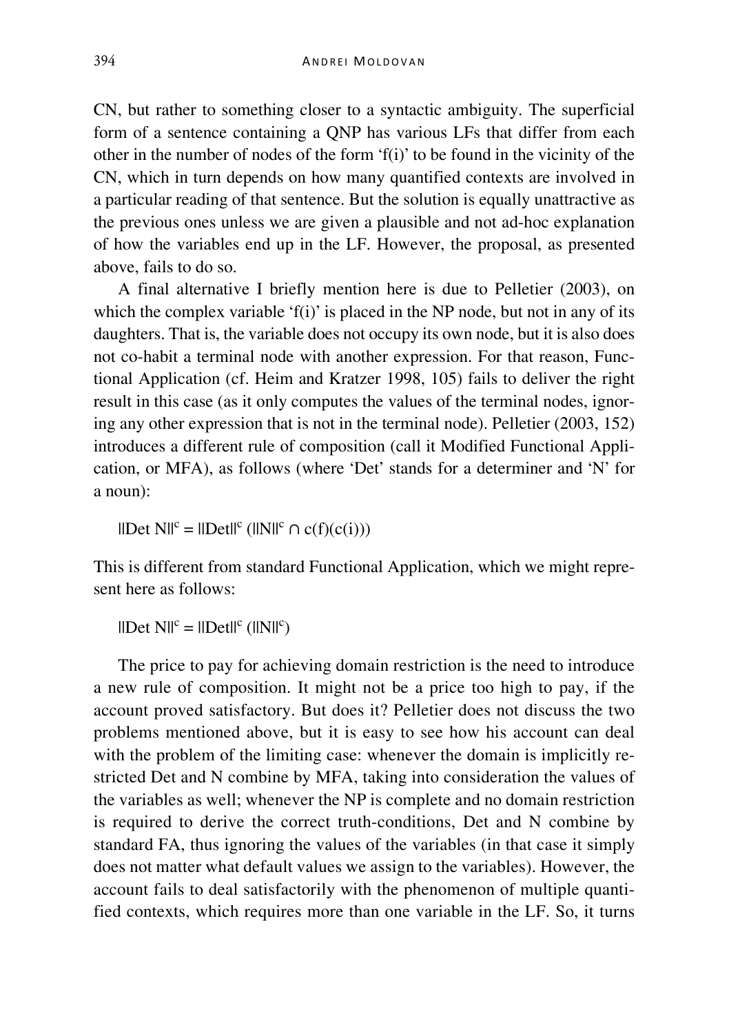CN, but rather to something closer to a syntactic ambiguity. The superficial form of a sentence containing a QNP has various LFs that differ from each other in the number of nodes of the form 'f(i)' to be found in the vicinity of the CN, which in turn depends on how many quantified contexts are involved in a particular reading of that sentence. But the solution is equally unattractive as the previous ones unless we are given a plausible and not ad-hoc explanation of how the variables end up in the LF. However, the proposal, as presented above, fails to do so.

A final alternative I briefly mention here is due to Pelletier (2003), on which the complex variable 'f(i)' is placed in the NP node, but not in any of its daughters. That is, the variable does not occupy its own node, but it is also does not co-habit a terminal node with another expression. For that reason, Functional Application (cf. Heim and Kratzer 1998, 105) fails to deliver the right result in this case (as it only computes the values of the terminal nodes, ignoring any other expression that is not in the terminal node). Pelletier (2003, 152) introduces a different rule of composition (call it Modified Functional Application, or MFA), as follows (where 'Det' stands for a determiner and 'N' for a noun):

$$||\text{Det N}||^c = ||\text{Det}||^c\,(||\text{N}||^c \cap c(f)(c(i)))$$

This is different from standard Functional Application, which we might represent here as follows:

$$||\text{Det N}||^c = ||\text{Det}||^c\,(||\text{N}||^c)$$

The price to pay for achieving domain restriction is the need to introduce a new rule of composition. It might not be a price too high to pay, if the account proved satisfactory. But does it? Pelletier does not discuss the two problems mentioned above, but it is easy to see how his account can deal with the problem of the limiting case: whenever the domain is implicitly restricted Det and N combine by MFA, taking into consideration the values of the variables as well; whenever the NP is complete and no domain restriction is required to derive the correct truth-conditions, Det and N combine by standard FA, thus ignoring the values of the variables (in that case it simply does not matter what default values we assign to the variables). However, the account fails to deal satisfactorily with the phenomenon of multiple quantified contexts, which requires more than one variable in the LF. So, it turns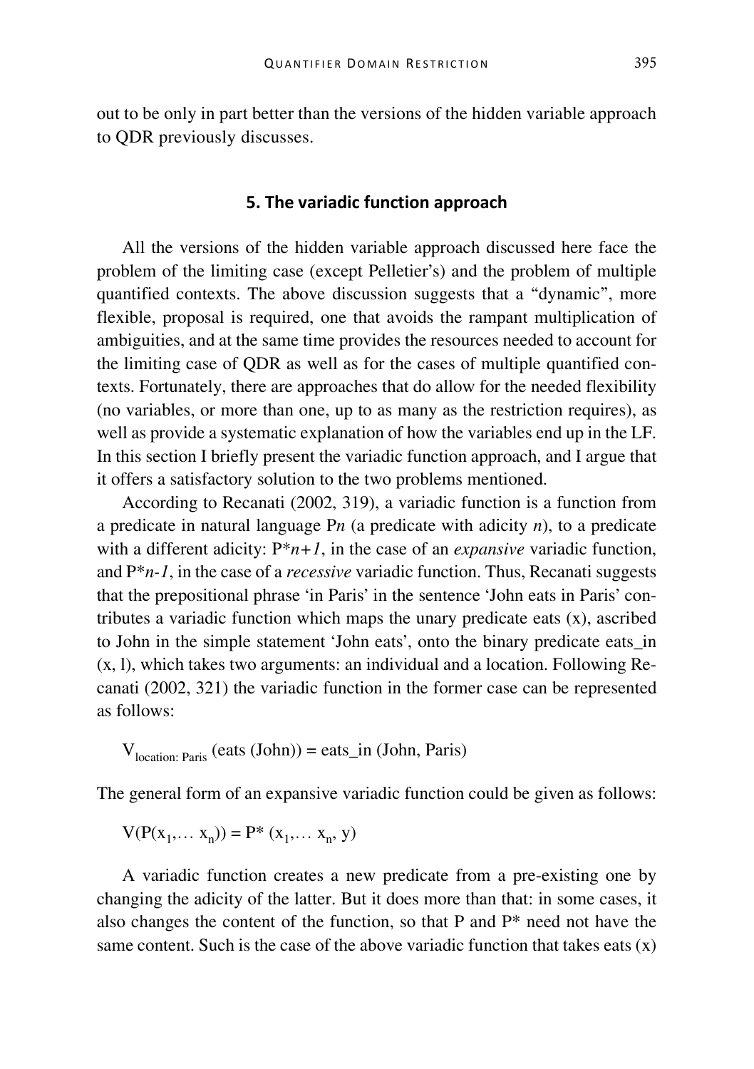out to be only in part better than the versions of the hidden variable approach to QDR previously discusses.

## 5. The variadic function approach

All the versions of the hidden variable approach discussed here face the problem of the limiting case (except Pelletier's) and the problem of multiple quantified contexts. The above discussion suggests that a "dynamic", more flexible, proposal is required, one that avoids the rampant multiplication of ambiguities, and at the same time provides the resources needed to account for the limiting case of QDR as well as for the cases of multiple quantified contexts. Fortunately, there are approaches that do allow for the needed flexibility (no variables, or more than one, up to as many as the restriction requires), as well as provide a systematic explanation of how the variables end up in the LF. In this section I briefly present the variadic function approach, and I argue that it offers a satisfactory solution to the two problems mentioned.

According to Recanati (2002, 319), a variadic function is a function from a predicate in natural language P*n* (a predicate with adicity *n*), to a predicate with a different adicity: P\**n+1*, in the case of an *expansive* variadic function, and P\**n-1*, in the case of a *recessive* variadic function. Thus, Recanati suggests that the prepositional phrase 'in Paris' in the sentence 'John eats in Paris' contributes a variadic function which maps the unary predicate eats (x), ascribed to John in the simple statement 'John eats', onto the binary predicate eats_in (x, l), which takes two arguments: an individual and a location. Following Recanati (2002, 321) the variadic function in the former case can be represented as follows:

$$V_{\text{location: Paris}} (\text{eats (John)}) = \text{eats\_in (John, Paris)}$$

The general form of an expansive variadic function could be given as follows:

$$V(P(x_1,\ldots x_n)) = P^* (x_1,\ldots x_n, y)$$

A variadic function creates a new predicate from a pre-existing one by changing the adicity of the latter. But it does more than that: in some cases, it also changes the content of the function, so that P and P* need not have the same content. Such is the case of the above variadic function that takes eats (x)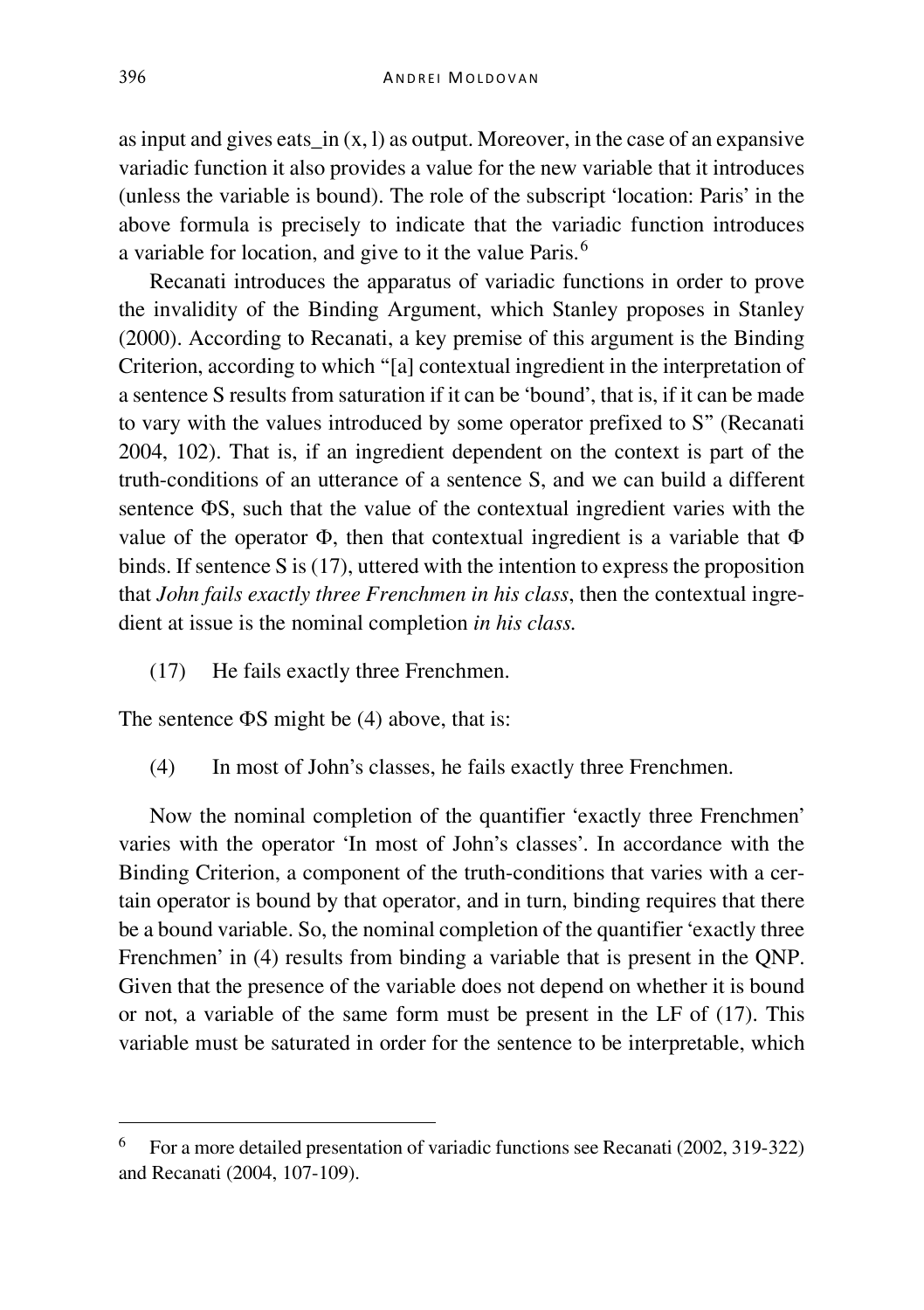as input and gives eats_in (x, l) as output. Moreover, in the case of an expansive variadic function it also provides a value for the new variable that it introduces (unless the variable is bound). The role of the subscript 'location: Paris' in the above formula is precisely to indicate that the variadic function introduces a variable for location, and give to it the value Paris.[6]

Recanati introduces the apparatus of variadic functions in order to prove the invalidity of the Binding Argument, which Stanley proposes in Stanley (2000). According to Recanati, a key premise of this argument is the Binding Criterion, according to which "[a] contextual ingredient in the interpretation of a sentence S results from saturation if it can be 'bound', that is, if it can be made to vary with the values introduced by some operator prefixed to S" (Recanati 2004, 102). That is, if an ingredient dependent on the context is part of the truth-conditions of an utterance of a sentence S, and we can build a different sentence ΦS, such that the value of the contextual ingredient varies with the value of the operator Φ, then that contextual ingredient is a variable that Φ binds. If sentence S is (17), uttered with the intention to express the proposition that *John fails exactly three Frenchmen in his class*, then the contextual ingredient at issue is the nominal completion *in his class.*

(17) He fails exactly three Frenchmen.

The sentence ΦS might be (4) above, that is:

(4) In most of John's classes, he fails exactly three Frenchmen.

Now the nominal completion of the quantifier 'exactly three Frenchmen' varies with the operator 'In most of John's classes'. In accordance with the Binding Criterion, a component of the truth-conditions that varies with a certain operator is bound by that operator, and in turn, binding requires that there be a bound variable. So, the nominal completion of the quantifier 'exactly three Frenchmen' in (4) results from binding a variable that is present in the QNP. Given that the presence of the variable does not depend on whether it is bound or not, a variable of the same form must be present in the LF of (17). This variable must be saturated in order for the sentence to be interpretable, which

---

[6] For a more detailed presentation of variadic functions see Recanati (2002, 319-322) and Recanati (2004, 107-109).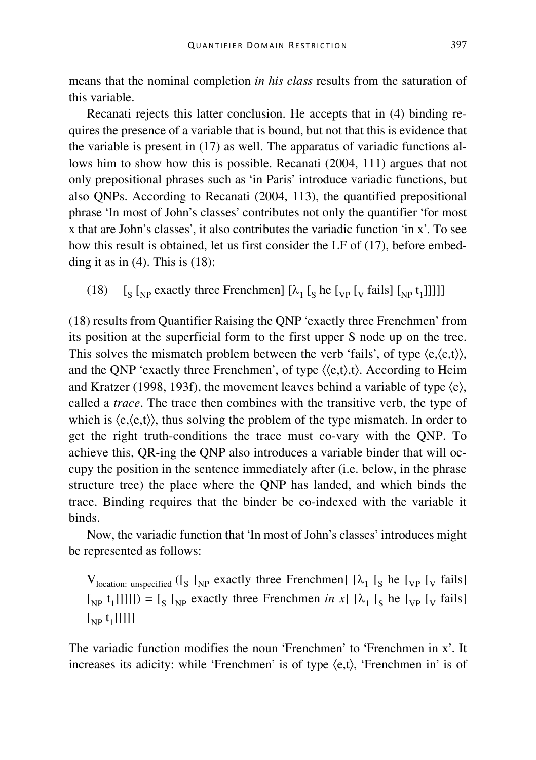means that the nominal completion *in his class* results from the saturation of this variable.

Recanati rejects this latter conclusion. He accepts that in (4) binding requires the presence of a variable that is bound, but not that this is evidence that the variable is present in (17) as well. The apparatus of variadic functions allows him to show how this is possible. Recanati (2004, 111) argues that not only prepositional phrases such as 'in Paris' introduce variadic functions, but also QNPs. According to Recanati (2004, 113), the quantified prepositional phrase 'In most of John's classes' contributes not only the quantifier 'for most x that are John's classes', it also contributes the variadic function 'in x'. To see how this result is obtained, let us first consider the LF of (17), before embedding it as in (4). This is (18):

(18) $[_S [_{NP}$ exactly three Frenchmen$] [\lambda_1 [_S$ he $[_{VP} [_V$ fails$] [_{NP} t_1]]]]]$

(18) results from Quantifier Raising the QNP 'exactly three Frenchmen' from its position at the superficial form to the first upper S node up on the tree. This solves the mismatch problem between the verb 'fails', of type $\langle e,\langle e,t\rangle\rangle$, and the QNP 'exactly three Frenchmen', of type $\langle\langle e,t\rangle,t\rangle$. According to Heim and Kratzer (1998, 193f), the movement leaves behind a variable of type $\langle e\rangle$, called a *trace*. The trace then combines with the transitive verb, the type of which is $\langle e,\langle e,t\rangle\rangle$, thus solving the problem of the type mismatch. In order to get the right truth-conditions the trace must co-vary with the QNP. To achieve this, QR-ing the QNP also introduces a variable binder that will occupy the position in the sentence immediately after (i.e. below, in the phrase structure tree) the place where the QNP has landed, and which binds the trace. Binding requires that the binder be co-indexed with the variable it binds.

Now, the variadic function that 'In most of John's classes' introduces might be represented as follows:

$V_{\text{location: unspecified}}([_S [_{NP}$ exactly three Frenchmen$] [\lambda_1 [_S$ he $[_{VP} [_V$ fails$] [_{NP} t_1]]]]]) = [_S [_{NP}$ exactly three Frenchmen *in x*$] [\lambda_1 [_S$ he $[_{VP} [_V$ fails$] [_{NP} t_1]]]]]$

The variadic function modifies the noun 'Frenchmen' to 'Frenchmen in x'. It increases its adicity: while 'Frenchmen' is of type $\langle e,t\rangle$, 'Frenchmen in' is of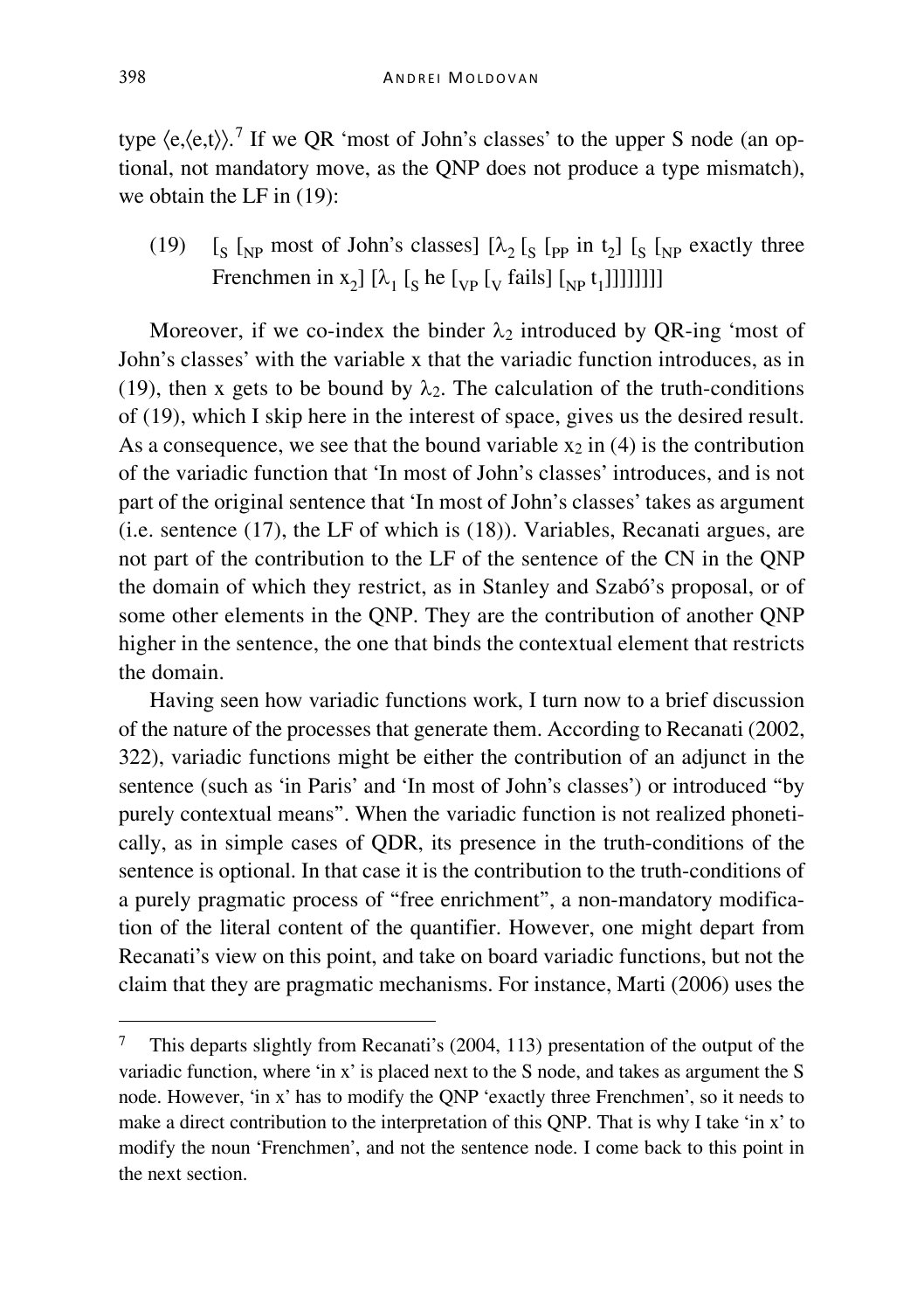type $\langle e,\langle e,t\rangle\rangle$.[7] If we QR 'most of John's classes' to the upper S node (an optional, not mandatory move, as the QNP does not produce a type mismatch), we obtain the LF in (19):

(19) $[_S [_{NP}$ most of John's classes$]$ $[\lambda_2 [_S [_{PP}$ in $t_2]$ $[_S [_{NP}$ exactly three Frenchmen in $x_2]$ $[\lambda_1 [_S$ he $[_{VP} [_V$ fails$]$ $[_{NP}$ $t_1]]]]]]]]$

Moreover, if we co-index the binder $\lambda_2$ introduced by QR-ing 'most of John's classes' with the variable x that the variadic function introduces, as in (19), then x gets to be bound by $\lambda_2$. The calculation of the truth-conditions of (19), which I skip here in the interest of space, gives us the desired result. As a consequence, we see that the bound variable $x_2$ in (4) is the contribution of the variadic function that 'In most of John's classes' introduces, and is not part of the original sentence that 'In most of John's classes' takes as argument (i.e. sentence (17), the LF of which is (18)). Variables, Recanati argues, are not part of the contribution to the LF of the sentence of the CN in the QNP the domain of which they restrict, as in Stanley and Szabó's proposal, or of some other elements in the QNP. They are the contribution of another QNP higher in the sentence, the one that binds the contextual element that restricts the domain.

Having seen how variadic functions work, I turn now to a brief discussion of the nature of the processes that generate them. According to Recanati (2002, 322), variadic functions might be either the contribution of an adjunct in the sentence (such as 'in Paris' and 'In most of John's classes') or introduced "by purely contextual means". When the variadic function is not realized phonetically, as in simple cases of QDR, its presence in the truth-conditions of the sentence is optional. In that case it is the contribution to the truth-conditions of a purely pragmatic process of "free enrichment", a non-mandatory modification of the literal content of the quantifier. However, one might depart from Recanati's view on this point, and take on board variadic functions, but not the claim that they are pragmatic mechanisms. For instance, Marti (2006) uses the

---

[7] This departs slightly from Recanati's (2004, 113) presentation of the output of the variadic function, where 'in x' is placed next to the S node, and takes as argument the S node. However, 'in x' has to modify the QNP 'exactly three Frenchmen', so it needs to make a direct contribution to the interpretation of this QNP. That is why I take 'in x' to modify the noun 'Frenchmen', and not the sentence node. I come back to this point in the next section.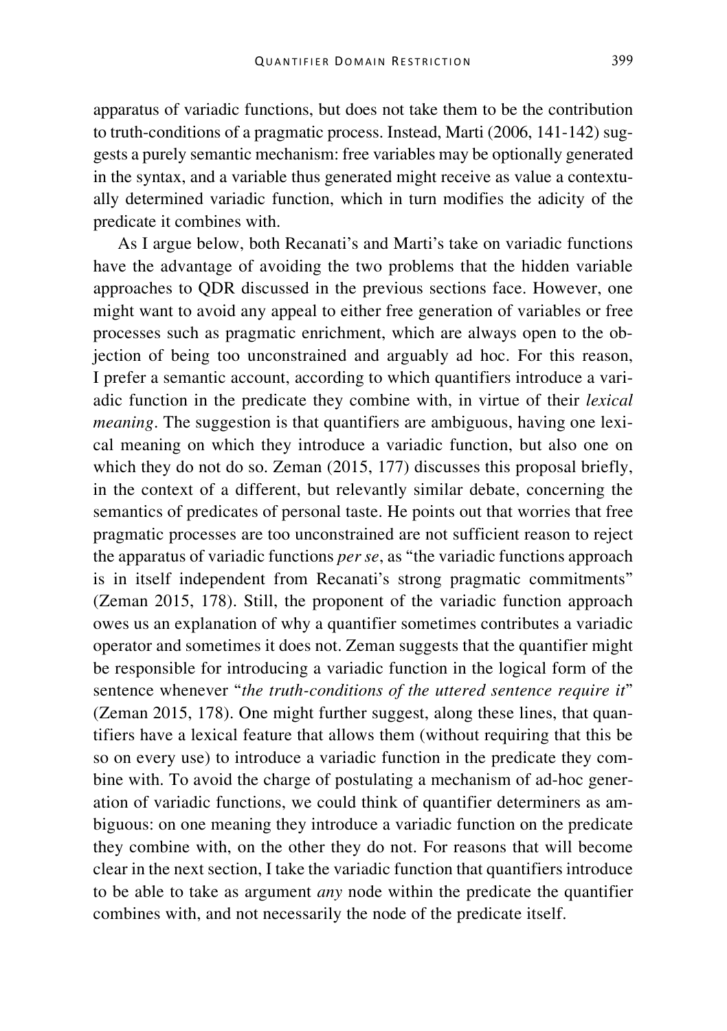apparatus of variadic functions, but does not take them to be the contribution to truth-conditions of a pragmatic process. Instead, Marti (2006, 141-142) suggests a purely semantic mechanism: free variables may be optionally generated in the syntax, and a variable thus generated might receive as value a contextually determined variadic function, which in turn modifies the adicity of the predicate it combines with.

As I argue below, both Recanati's and Marti's take on variadic functions have the advantage of avoiding the two problems that the hidden variable approaches to QDR discussed in the previous sections face. However, one might want to avoid any appeal to either free generation of variables or free processes such as pragmatic enrichment, which are always open to the objection of being too unconstrained and arguably ad hoc. For this reason, I prefer a semantic account, according to which quantifiers introduce a variadic function in the predicate they combine with, in virtue of their *lexical meaning*. The suggestion is that quantifiers are ambiguous, having one lexical meaning on which they introduce a variadic function, but also one on which they do not do so. Zeman (2015, 177) discusses this proposal briefly, in the context of a different, but relevantly similar debate, concerning the semantics of predicates of personal taste. He points out that worries that free pragmatic processes are too unconstrained are not sufficient reason to reject the apparatus of variadic functions *per se*, as "the variadic functions approach is in itself independent from Recanati's strong pragmatic commitments" (Zeman 2015, 178). Still, the proponent of the variadic function approach owes us an explanation of why a quantifier sometimes contributes a variadic operator and sometimes it does not. Zeman suggests that the quantifier might be responsible for introducing a variadic function in the logical form of the sentence whenever "*the truth-conditions of the uttered sentence require it*" (Zeman 2015, 178). One might further suggest, along these lines, that quantifiers have a lexical feature that allows them (without requiring that this be so on every use) to introduce a variadic function in the predicate they combine with. To avoid the charge of postulating a mechanism of ad-hoc generation of variadic functions, we could think of quantifier determiners as ambiguous: on one meaning they introduce a variadic function on the predicate they combine with, on the other they do not. For reasons that will become clear in the next section, I take the variadic function that quantifiers introduce to be able to take as argument *any* node within the predicate the quantifier combines with, and not necessarily the node of the predicate itself.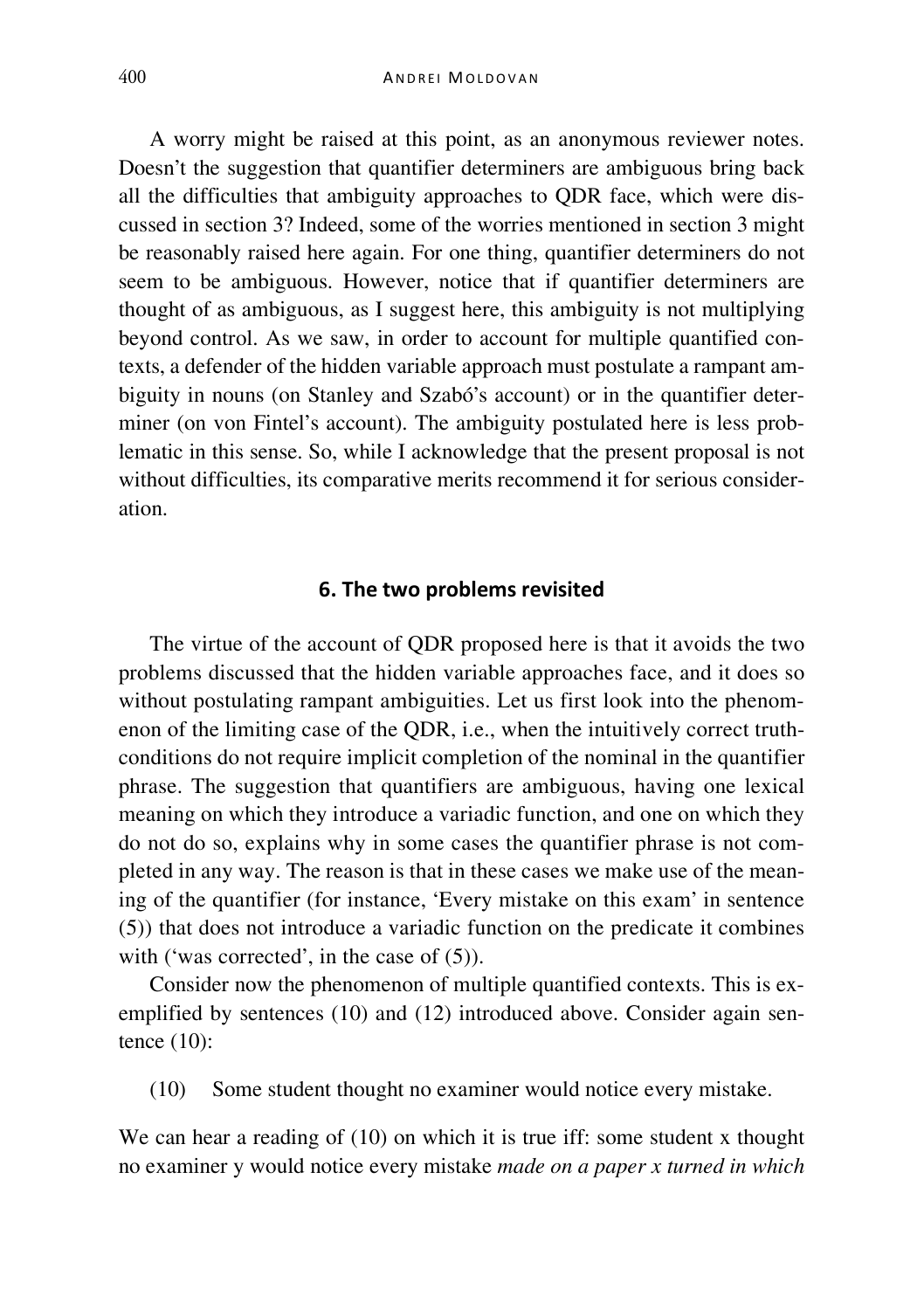A worry might be raised at this point, as an anonymous reviewer notes. Doesn't the suggestion that quantifier determiners are ambiguous bring back all the difficulties that ambiguity approaches to QDR face, which were discussed in section 3? Indeed, some of the worries mentioned in section 3 might be reasonably raised here again. For one thing, quantifier determiners do not seem to be ambiguous. However, notice that if quantifier determiners are thought of as ambiguous, as I suggest here, this ambiguity is not multiplying beyond control. As we saw, in order to account for multiple quantified contexts, a defender of the hidden variable approach must postulate a rampant ambiguity in nouns (on Stanley and Szabó's account) or in the quantifier determiner (on von Fintel's account). The ambiguity postulated here is less problematic in this sense. So, while I acknowledge that the present proposal is not without difficulties, its comparative merits recommend it for serious consideration.

## 6. The two problems revisited

The virtue of the account of QDR proposed here is that it avoids the two problems discussed that the hidden variable approaches face, and it does so without postulating rampant ambiguities. Let us first look into the phenomenon of the limiting case of the QDR, i.e., when the intuitively correct truth-conditions do not require implicit completion of the nominal in the quantifier phrase. The suggestion that quantifiers are ambiguous, having one lexical meaning on which they introduce a variadic function, and one on which they do not do so, explains why in some cases the quantifier phrase is not completed in any way. The reason is that in these cases we make use of the meaning of the quantifier (for instance, 'Every mistake on this exam' in sentence (5)) that does not introduce a variadic function on the predicate it combines with ('was corrected', in the case of (5)).

Consider now the phenomenon of multiple quantified contexts. This is exemplified by sentences (10) and (12) introduced above. Consider again sentence (10):

(10) Some student thought no examiner would notice every mistake.

We can hear a reading of (10) on which it is true iff: some student x thought no examiner y would notice every mistake *made on a paper x turned in which*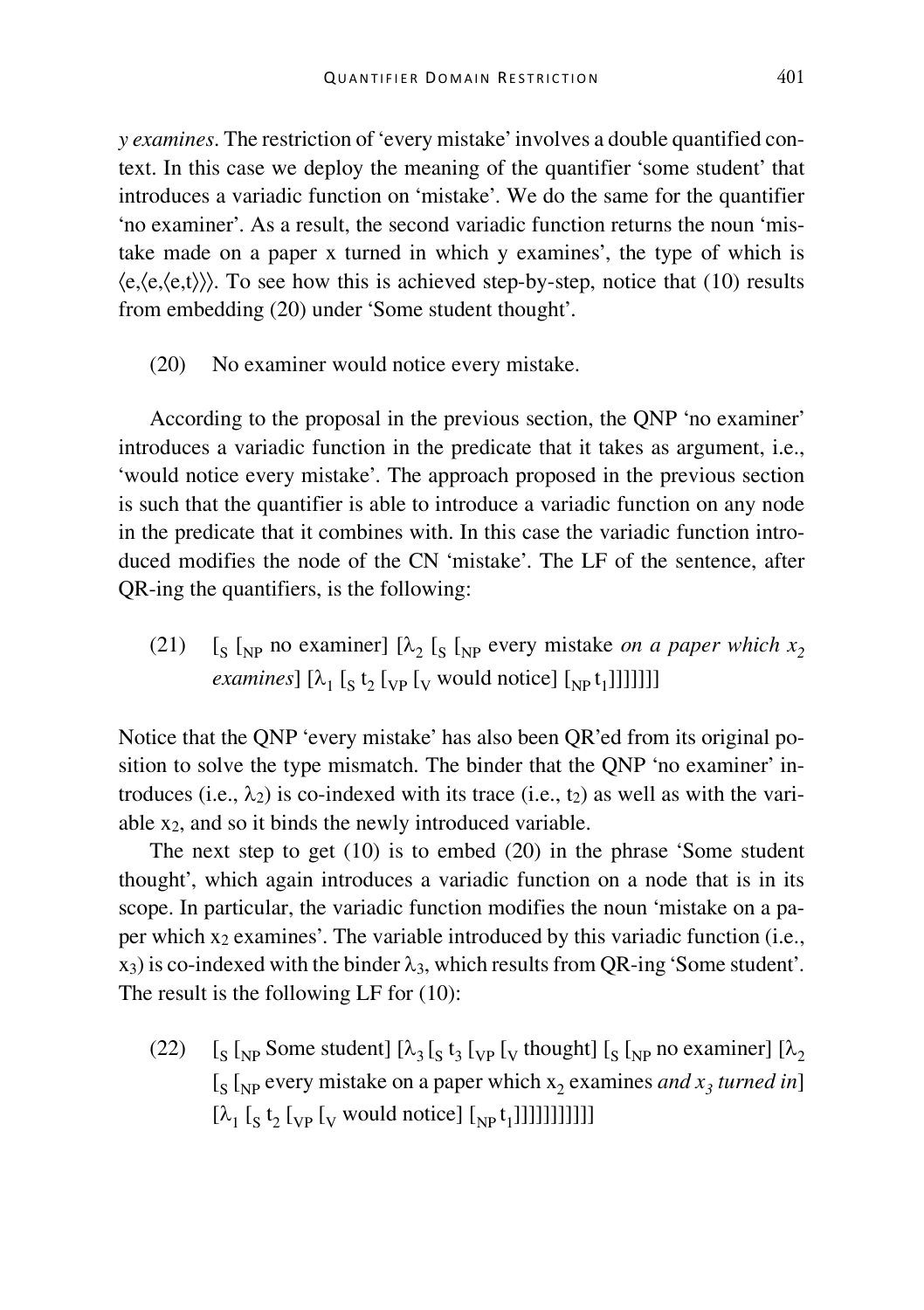*y examines*. The restriction of 'every mistake' involves a double quantified context. In this case we deploy the meaning of the quantifier 'some student' that introduces a variadic function on 'mistake'. We do the same for the quantifier 'no examiner'. As a result, the second variadic function returns the noun 'mistake made on a paper x turned in which y examines', the type of which is ⟨e,⟨e,⟨e,t⟩⟩⟩. To see how this is achieved step-by-step, notice that (10) results from embedding (20) under 'Some student thought'.

(20) No examiner would notice every mistake.

According to the proposal in the previous section, the QNP 'no examiner' introduces a variadic function in the predicate that it takes as argument, i.e., 'would notice every mistake'. The approach proposed in the previous section is such that the quantifier is able to introduce a variadic function on any node in the predicate that it combines with. In this case the variadic function introduced modifies the node of the CN 'mistake'. The LF of the sentence, after QR-ing the quantifiers, is the following:

(21) $[_S$ $[_{NP}$ no examiner$]$ $[\lambda_2$ $[_S$ $[_{NP}$ every mistake *on a paper which* $x_2$ *examines*$]$ $[\lambda_1$ $[_S$ $t_2$ $[_{VP}$ $[_V$ would notice$]$ $[_{NP}$ $t_1]]]]]]]$

Notice that the QNP 'every mistake' has also been QR'ed from its original position to solve the type mismatch. The binder that the QNP 'no examiner' introduces (i.e., $\lambda_2$) is co-indexed with its trace (i.e., $t_2$) as well as with the variable $x_2$, and so it binds the newly introduced variable.

The next step to get (10) is to embed (20) in the phrase 'Some student thought', which again introduces a variadic function on a node that is in its scope. In particular, the variadic function modifies the noun 'mistake on a paper which $x_2$ examines'. The variable introduced by this variadic function (i.e., $x_3$) is co-indexed with the binder $\lambda_3$, which results from QR-ing 'Some student'. The result is the following LF for (10):

(22) $[_S$ $[_{NP}$ Some student$]$ $[\lambda_3$ $[_S$ $t_3$ $[_{VP}$ $[_V$ thought$]$ $[_S$ $[_{NP}$ no examiner$]$ $[\lambda_2$ $[_S$ $[_{NP}$ every mistake on a paper which $x_2$ examines *and* $x_3$ *turned in*$]$ $[\lambda_1$ $[_S$ $t_2$ $[_{VP}$ $[_V$ would notice$]$ $[_{NP}$ $t_1]]]]]]]]]]]$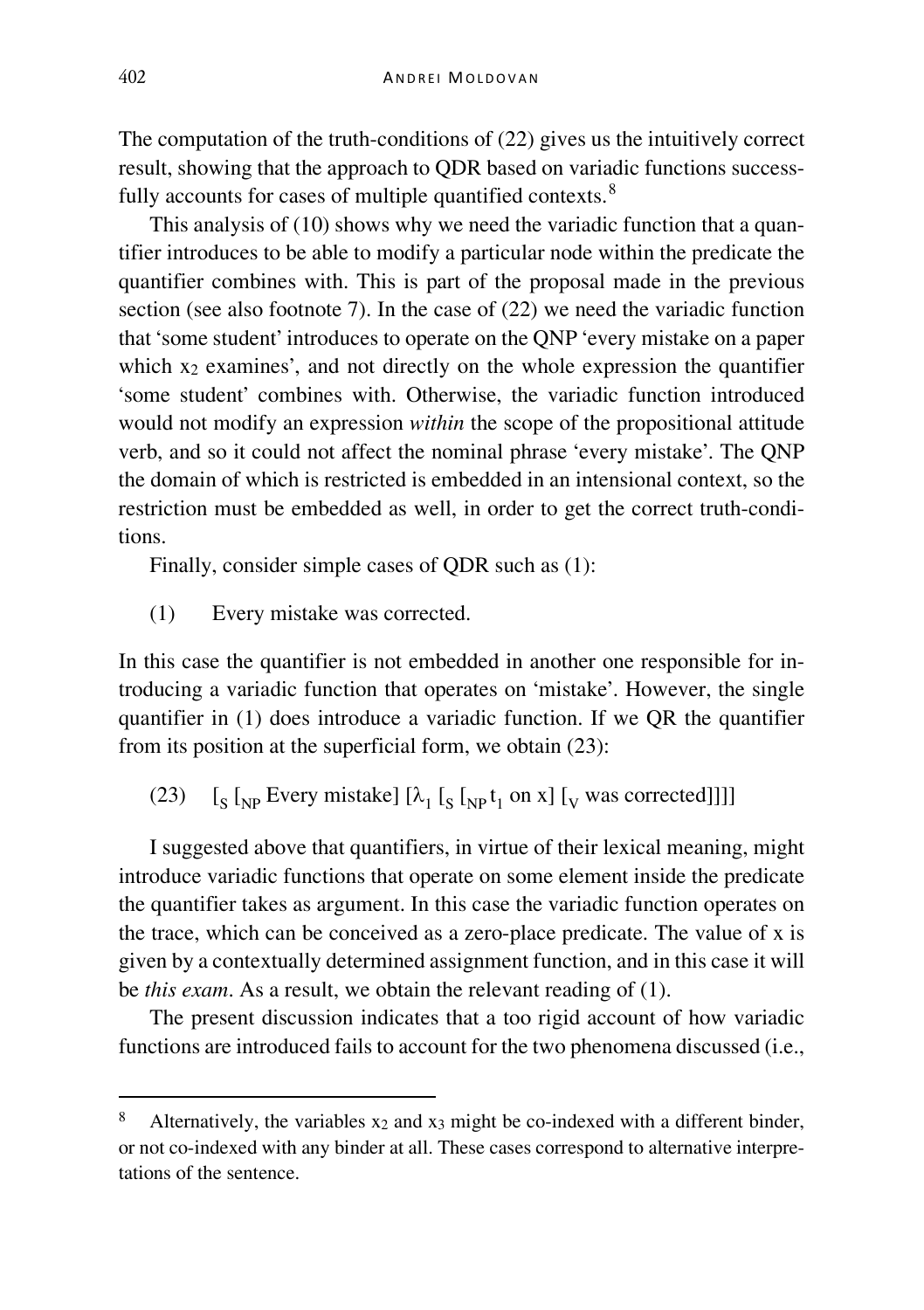The computation of the truth-conditions of (22) gives us the intuitively correct result, showing that the approach to QDR based on variadic functions successfully accounts for cases of multiple quantified contexts.[8]

This analysis of (10) shows why we need the variadic function that a quantifier introduces to be able to modify a particular node within the predicate the quantifier combines with. This is part of the proposal made in the previous section (see also footnote 7). In the case of (22) we need the variadic function that 'some student' introduces to operate on the QNP 'every mistake on a paper which $x_2$ examines', and not directly on the whole expression the quantifier 'some student' combines with. Otherwise, the variadic function introduced would not modify an expression *within* the scope of the propositional attitude verb, and so it could not affect the nominal phrase 'every mistake'. The QNP the domain of which is restricted is embedded in an intensional context, so the restriction must be embedded as well, in order to get the correct truth-conditions.

Finally, consider simple cases of QDR such as (1):

(1) Every mistake was corrected.

In this case the quantifier is not embedded in another one responsible for introducing a variadic function that operates on 'mistake'. However, the single quantifier in (1) does introduce a variadic function. If we QR the quantifier from its position at the superficial form, we obtain (23):

(23) $[_S [_{NP}$ Every mistake$] [\lambda_1 [_S [_{NP} t_1$ on x$] [_V$ was corrected$]]]]$

I suggested above that quantifiers, in virtue of their lexical meaning, might introduce variadic functions that operate on some element inside the predicate the quantifier takes as argument. In this case the variadic function operates on the trace, which can be conceived as a zero-place predicate. The value of x is given by a contextually determined assignment function, and in this case it will be *this exam*. As a result, we obtain the relevant reading of (1).

The present discussion indicates that a too rigid account of how variadic functions are introduced fails to account for the two phenomena discussed (i.e.,

[8] Alternatively, the variables $x_2$ and $x_3$ might be co-indexed with a different binder, or not co-indexed with any binder at all. These cases correspond to alternative interpretations of the sentence.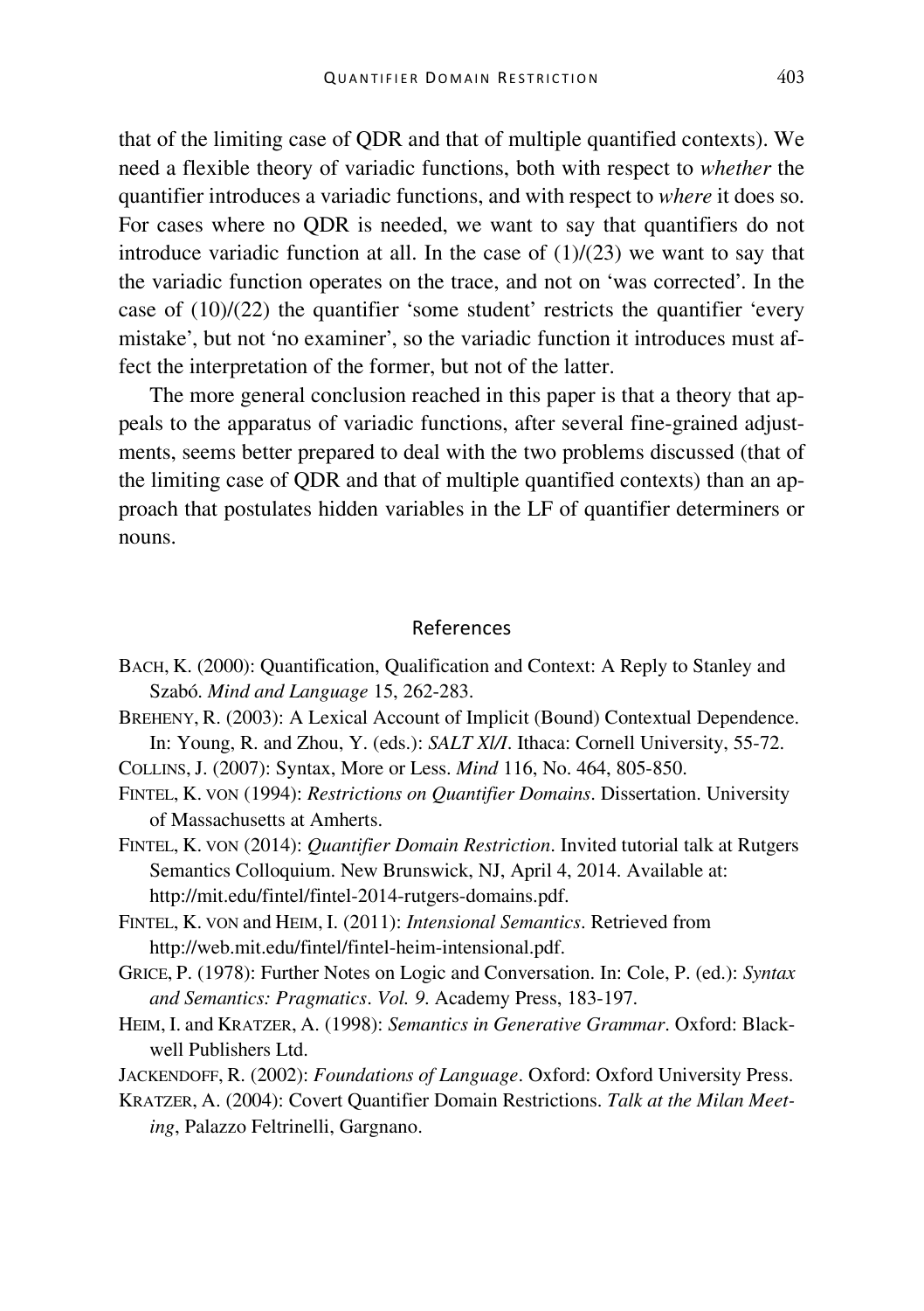that of the limiting case of QDR and that of multiple quantified contexts). We need a flexible theory of variadic functions, both with respect to *whether* the quantifier introduces a variadic functions, and with respect to *where* it does so. For cases where no QDR is needed, we want to say that quantifiers do not introduce variadic function at all. In the case of (1)/(23) we want to say that the variadic function operates on the trace, and not on 'was corrected'. In the case of (10)/(22) the quantifier 'some student' restricts the quantifier 'every mistake', but not 'no examiner', so the variadic function it introduces must affect the interpretation of the former, but not of the latter.

The more general conclusion reached in this paper is that a theory that appeals to the apparatus of variadic functions, after several fine-grained adjustments, seems better prepared to deal with the two problems discussed (that of the limiting case of QDR and that of multiple quantified contexts) than an approach that postulates hidden variables in the LF of quantifier determiners or nouns.

## References

BACH, K. (2000): Quantification, Qualification and Context: A Reply to Stanley and Szabó. *Mind and Language* 15, 262-283.

BREHENY, R. (2003): A Lexical Account of Implicit (Bound) Contextual Dependence. In: Young, R. and Zhou, Y. (eds.): *SALT XI/I*. Ithaca: Cornell University, 55-72.

COLLINS, J. (2007): Syntax, More or Less. *Mind* 116, No. 464, 805-850.

FINTEL, K. VON (1994): *Restrictions on Quantifier Domains*. Dissertation. University of Massachusetts at Amherts.

FINTEL, K. VON (2014): *Quantifier Domain Restriction*. Invited tutorial talk at Rutgers Semantics Colloquium. New Brunswick, NJ, April 4, 2014. Available at: http://mit.edu/fintel/fintel-2014-rutgers-domains.pdf.

FINTEL, K. VON and HEIM, I. (2011): *Intensional Semantics*. Retrieved from http://web.mit.edu/fintel/fintel-heim-intensional.pdf.

GRICE, P. (1978): Further Notes on Logic and Conversation. In: Cole, P. (ed.): *Syntax and Semantics: Pragmatics*. *Vol. 9*. Academy Press, 183-197.

HEIM, I. and KRATZER, A. (1998): *Semantics in Generative Grammar*. Oxford: Blackwell Publishers Ltd.

JACKENDOFF, R. (2002): *Foundations of Language*. Oxford: Oxford University Press.

KRATZER, A. (2004): Covert Quantifier Domain Restrictions. *Talk at the Milan Meeting*, Palazzo Feltrinelli, Gargnano.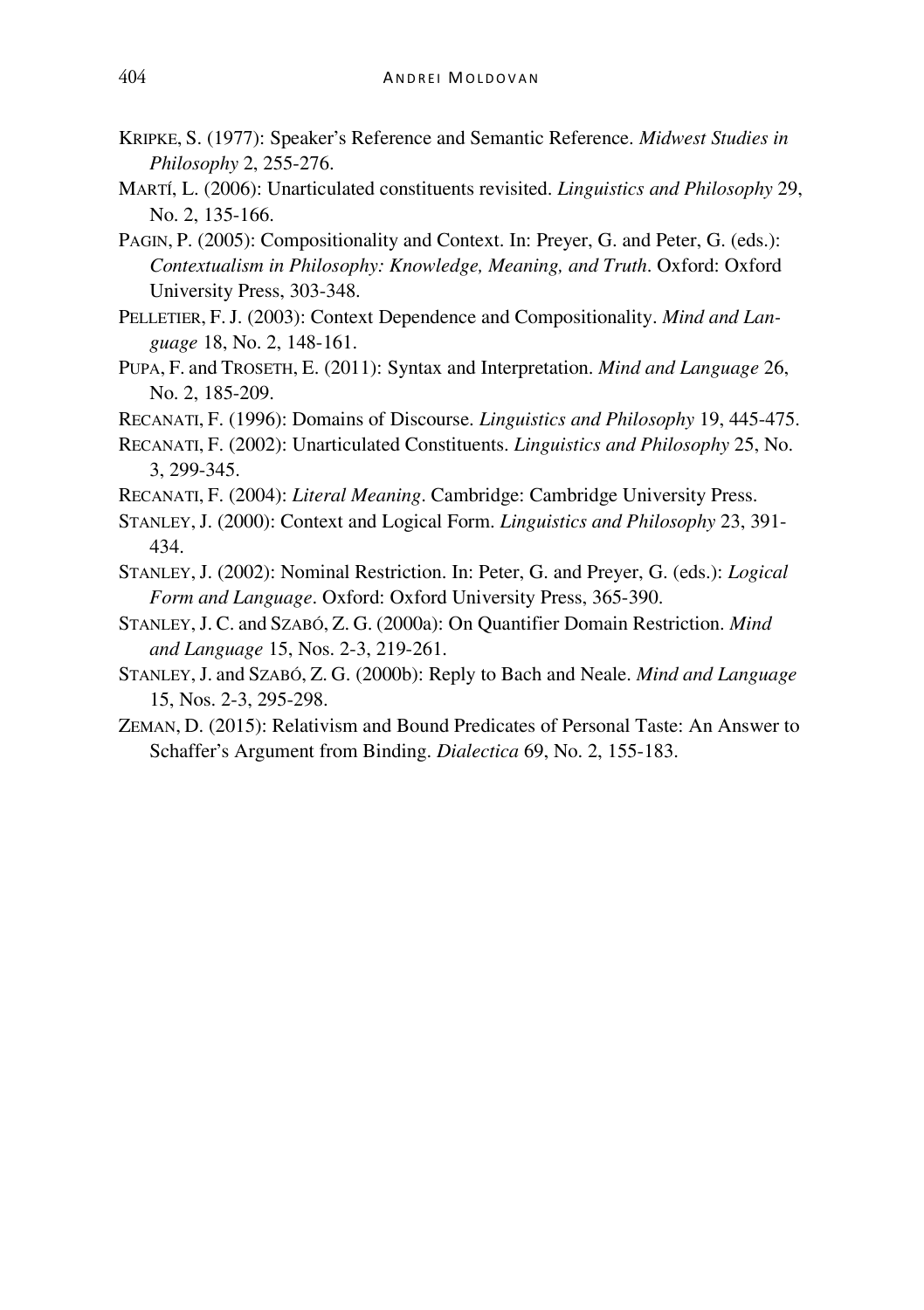KRIPKE, S. (1977): Speaker's Reference and Semantic Reference. *Midwest Studies in Philosophy* 2, 255-276.

MARTÍ, L. (2006): Unarticulated constituents revisited. *Linguistics and Philosophy* 29, No. 2, 135-166.

PAGIN, P. (2005): Compositionality and Context. In: Preyer, G. and Peter, G. (eds.): *Contextualism in Philosophy: Knowledge, Meaning, and Truth*. Oxford: Oxford University Press, 303-348.

PELLETIER, F. J. (2003): Context Dependence and Compositionality. *Mind and Language* 18, No. 2, 148-161.

PUPA, F. and TROSETH, E. (2011): Syntax and Interpretation. *Mind and Language* 26, No. 2, 185-209.

RECANATI, F. (1996): Domains of Discourse. *Linguistics and Philosophy* 19, 445-475.

RECANATI, F. (2002): Unarticulated Constituents. *Linguistics and Philosophy* 25, No. 3, 299-345.

RECANATI, F. (2004): *Literal Meaning*. Cambridge: Cambridge University Press.

STANLEY, J. (2000): Context and Logical Form. *Linguistics and Philosophy* 23, 391-434.

STANLEY, J. (2002): Nominal Restriction. In: Peter, G. and Preyer, G. (eds.): *Logical Form and Language*. Oxford: Oxford University Press, 365-390.

STANLEY, J. C. and SZABÓ, Z. G. (2000a): On Quantifier Domain Restriction. *Mind and Language* 15, Nos. 2-3, 219-261.

STANLEY, J. and SZABÓ, Z. G. (2000b): Reply to Bach and Neale. *Mind and Language* 15, Nos. 2-3, 295-298.

ZEMAN, D. (2015): Relativism and Bound Predicates of Personal Taste: An Answer to Schaffer's Argument from Binding. *Dialectica* 69, No. 2, 155-183.